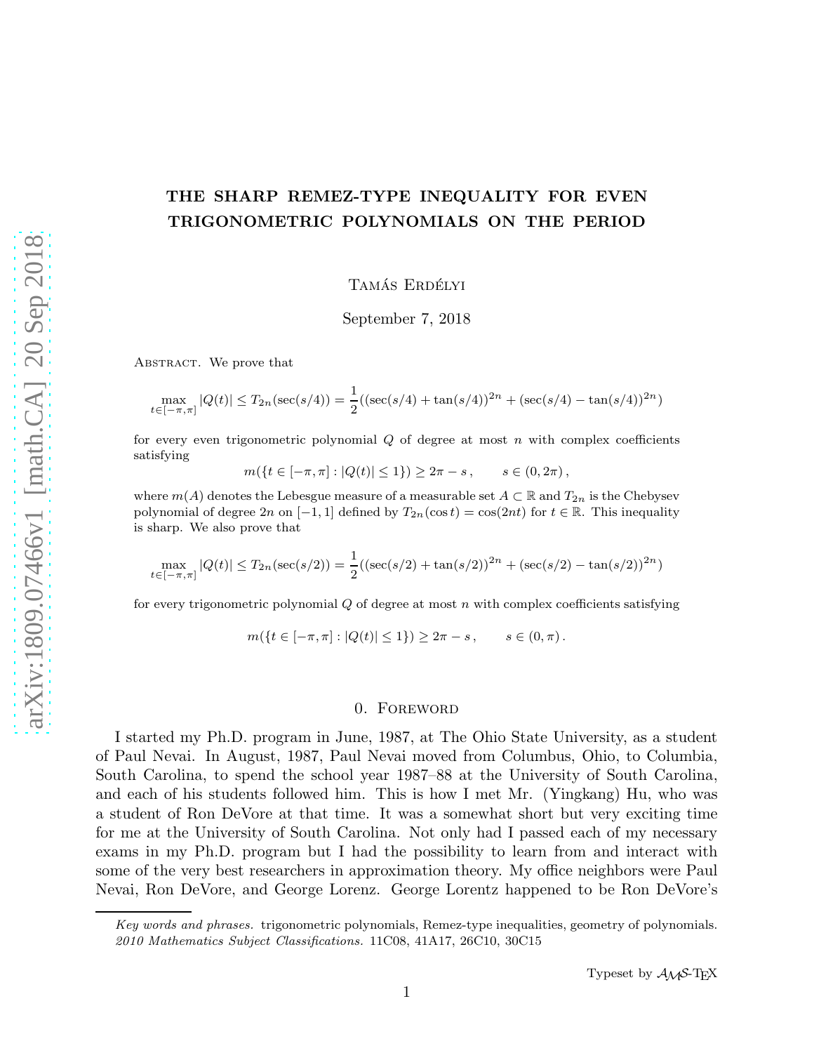# THE SHARP REMEZ-TYPE INEQUALITY FOR EVEN TRIGONOMETRIC POLYNOMIALS ON THE PERIOD

Tamás Erdélyi

September 7, 2018

Abstract. We prove that

$$\max_{t \in [-\pi,\pi]} |Q(t)| \leq T_{2n}(\sec(s/4)) = \frac{1}{2}((\sec(s/4) + \tan(s/4))^{2n} + (\sec(s/4) - \tan(s/4))^{2n})$$

for every even trigonometric polynomial $Q$ of degree at most $n$ with complex coefficients satisfying

$$m(\{t \in [-\pi,\pi] : |Q(t)| \leq 1\}) \geq 2\pi - s\,, \qquad s \in (0, 2\pi)\,,$$

where $m(A)$ denotes the Lebesgue measure of a measurable set $A \subset \mathbb{R}$ and $T_{2n}$ is the Chebysev polynomial of degree $2n$ on $[-1,1]$ defined by $T_{2n}(\cos t) = \cos(2nt)$ for $t \in \mathbb{R}$. This inequality is sharp. We also prove that

$$\max_{t \in [-\pi,\pi]} |Q(t)| \leq T_{2n}(\sec(s/2)) = \frac{1}{2}((\sec(s/2) + \tan(s/2))^{2n} + (\sec(s/2) - \tan(s/2))^{2n})$$

for every trigonometric polynomial $Q$ of degree at most $n$ with complex coefficients satisfying

$$m(\{t \in [-\pi,\pi] : |Q(t)| \leq 1\}) \geq 2\pi - s\,, \qquad s \in (0, \pi)\,.$$

## 0. Foreword

I started my Ph.D. program in June, 1987, at The Ohio State University, as a student of Paul Nevai. In August, 1987, Paul Nevai moved from Columbus, Ohio, to Columbia, South Carolina, to spend the school year 1987–88 at the University of South Carolina, and each of his students followed him. This is how I met Mr. (Yingkang) Hu, who was a student of Ron DeVore at that time. It was a somewhat short but very exciting time for me at the University of South Carolina. Not only had I passed each of my necessary exams in my Ph.D. program but I had the possibility to learn from and interact with some of the very best researchers in approximation theory. My office neighbors were Paul Nevai, Ron DeVore, and George Lorenz. George Lorentz happened to be Ron DeVore's

*Key words and phrases.* trigonometric polynomials, Remez-type inequalities, geometry of polynomials.
*2010 Mathematics Subject Classifications.* 11C08, 41A17, 26C10, 30C15

Typeset by $\mathcal{A}\mathcal{M}\mathcal{S}$-TEX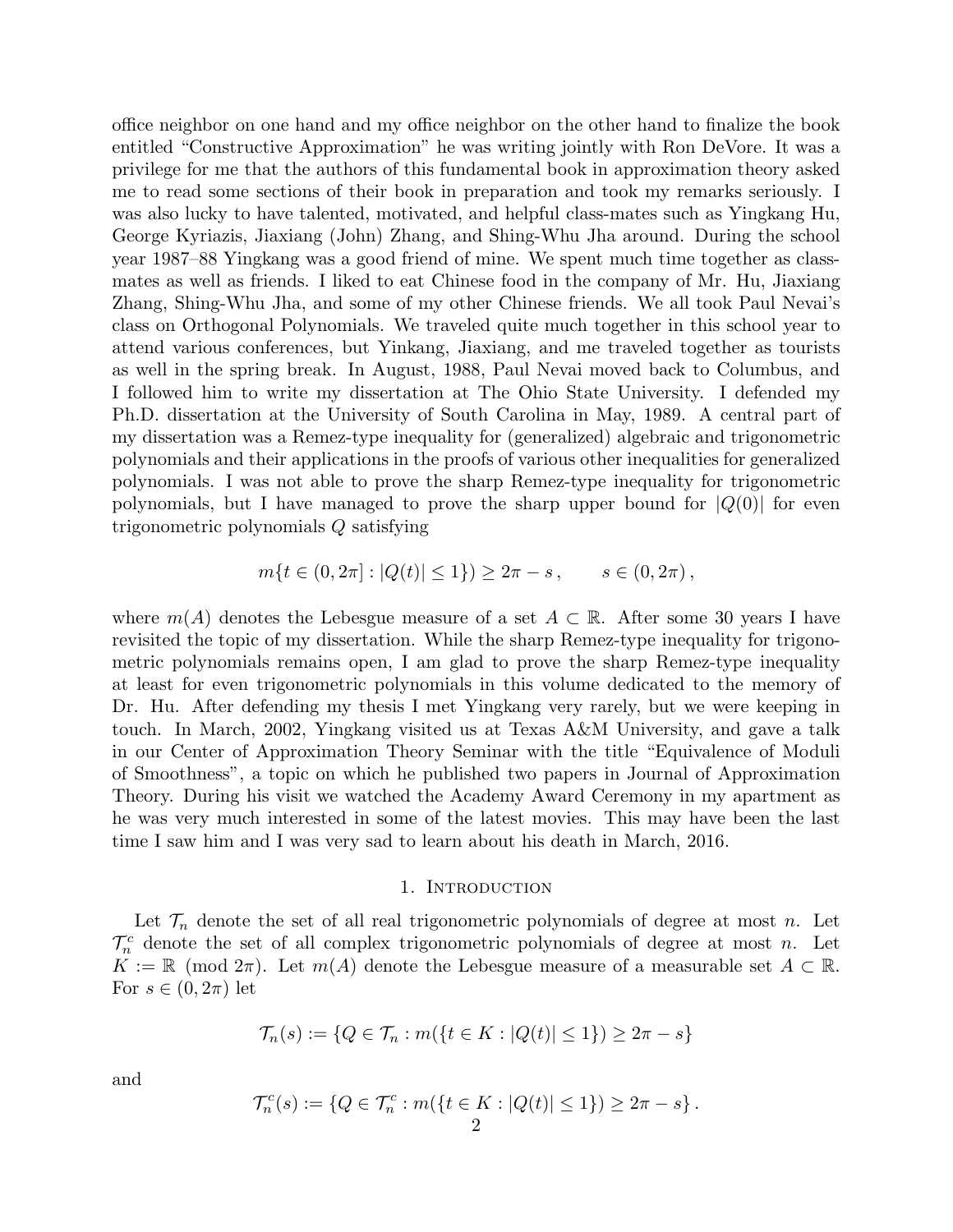office neighbor on one hand and my office neighbor on the other hand to finalize the book entitled "Constructive Approximation" he was writing jointly with Ron DeVore. It was a privilege for me that the authors of this fundamental book in approximation theory asked me to read some sections of their book in preparation and took my remarks seriously. I was also lucky to have talented, motivated, and helpful class-mates such as Yingkang Hu, George Kyriazis, Jiaxiang (John) Zhang, and Shing-Whu Jha around. During the school year 1987–88 Yingkang was a good friend of mine. We spent much time together as class-mates as well as friends. I liked to eat Chinese food in the company of Mr. Hu, Jiaxiang Zhang, Shing-Whu Jha, and some of my other Chinese friends. We all took Paul Nevai's class on Orthogonal Polynomials. We traveled quite much together in this school year to attend various conferences, but Yinkang, Jiaxiang, and me traveled together as tourists as well in the spring break. In August, 1988, Paul Nevai moved back to Columbus, and I followed him to write my dissertation at The Ohio State University. I defended my Ph.D. dissertation at the University of South Carolina in May, 1989. A central part of my dissertation was a Remez-type inequality for (generalized) algebraic and trigonometric polynomials and their applications in the proofs of various other inequalities for generalized polynomials. I was not able to prove the sharp Remez-type inequality for trigonometric polynomials, but I have managed to prove the sharp upper bound for $|Q(0)|$ for even trigonometric polynomials $Q$ satisfying

$$m\{t \in (0, 2\pi] : |Q(t)| \leq 1\}) \geq 2\pi - s \,, \qquad s \in (0, 2\pi)\,,$$

where $m(A)$ denotes the Lebesgue measure of a set $A \subset \mathbb{R}$. After some 30 years I have revisited the topic of my dissertation. While the sharp Remez-type inequality for trigonometric polynomials remains open, I am glad to prove the sharp Remez-type inequality at least for even trigonometric polynomials in this volume dedicated to the memory of Dr. Hu. After defending my thesis I met Yingkang very rarely, but we were keeping in touch. In March, 2002, Yingkang visited us at Texas A&M University, and gave a talk in our Center of Approximation Theory Seminar with the title "Equivalence of Moduli of Smoothness", a topic on which he published two papers in Journal of Approximation Theory. During his visit we watched the Academy Award Ceremony in my apartment as he was very much interested in some of the latest movies. This may have been the last time I saw him and I was very sad to learn about his death in March, 2016.

## 1. Introduction

Let $\mathcal{T}_n$ denote the set of all real trigonometric polynomials of degree at most $n$. Let $\mathcal{T}_n^c$ denote the set of all complex trigonometric polynomials of degree at most $n$. Let $K := \mathbb{R} \pmod{2\pi}$. Let $m(A)$ denote the Lebesgue measure of a measurable set $A \subset \mathbb{R}$. For $s \in (0, 2\pi)$ let

$$\mathcal{T}_n(s) := \{Q \in \mathcal{T}_n : m(\{t \in K : |Q(t)| \leq 1\}) \geq 2\pi - s\}$$

and

$$\mathcal{T}_n^c(s) := \{Q \in \mathcal{T}_n^c : m(\{t \in K : |Q(t)| \leq 1\}) \geq 2\pi - s\}\,.$$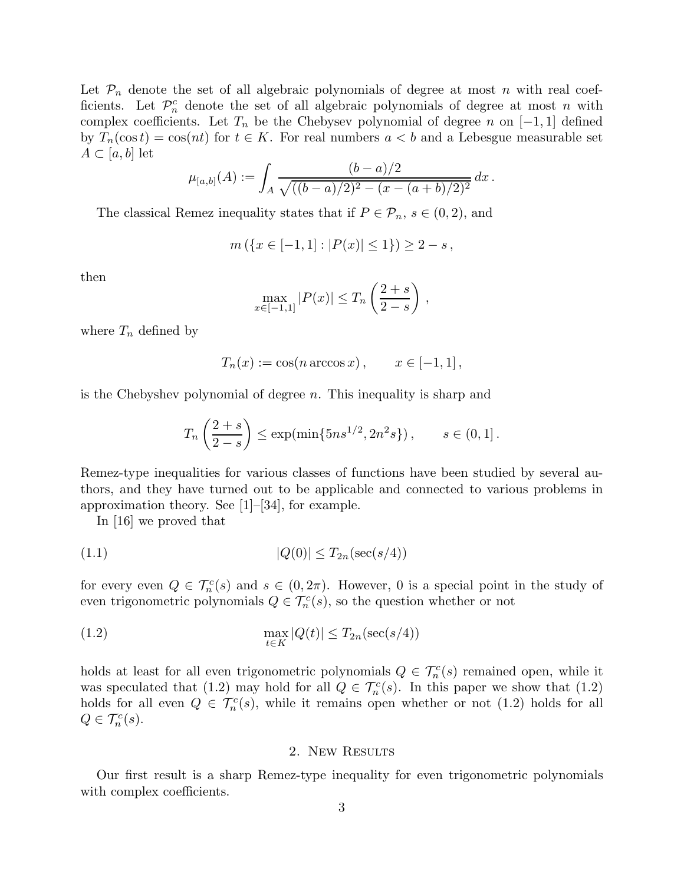Let $\mathcal{P}_n$ denote the set of all algebraic polynomials of degree at most $n$ with real coefficients. Let $\mathcal{P}_n^c$ denote the set of all algebraic polynomials of degree at most $n$ with complex coefficients. Let $T_n$ be the Chebysev polynomial of degree $n$ on $[-1,1]$ defined by $T_n(\cos t) = \cos(nt)$ for $t \in K$. For real numbers $a < b$ and a Lebesgue measurable set $A \subset [a,b]$ let

$$\mu_{[a,b]}(A) := \int_A \frac{(b-a)/2}{\sqrt{((b-a)/2)^2 - (x-(a+b)/2)^2}}\, dx\,.$$

The classical Remez inequality states that if $P \in \mathcal{P}_n$, $s \in (0,2)$, and

$$m\left(\{x \in [-1,1] : |P(x)| \leq 1\}\right) \geq 2 - s\,,$$

then

$$\max_{x \in [-1,1]} |P(x)| \leq T_n\left(\frac{2+s}{2-s}\right)\,,$$

where $T_n$ defined by

$$T_n(x) := \cos(n \arccos x)\,, \qquad x \in [-1,1]\,,$$

is the Chebyshev polynomial of degree $n$. This inequality is sharp and

$$T_n\left(\frac{2+s}{2-s}\right) \leq \exp(\min\{5ns^{1/2}, 2n^2 s\})\,, \qquad s \in (0,1]\,.$$

Remez-type inequalities for various classes of functions have been studied by several authors, and they have turned out to be applicable and connected to various problems in approximation theory. See [1]–[34], for example.

In [16] we proved that

$$|Q(0)| \leq T_{2n}(\sec(s/4)) \tag{1.1}$$

for every even $Q \in \mathcal{T}_n^c(s)$ and $s \in (0, 2\pi)$. However, 0 is a special point in the study of even trigonometric polynomials $Q \in \mathcal{T}_n^c(s)$, so the question whether or not

$$\max_{t \in K} |Q(t)| \leq T_{2n}(\sec(s/4)) \tag{1.2}$$

holds at least for all even trigonometric polynomials $Q \in \mathcal{T}_n^c(s)$ remained open, while it was speculated that (1.2) may hold for all $Q \in \mathcal{T}_n^c(s)$. In this paper we show that (1.2) holds for all even $Q \in \mathcal{T}_n^c(s)$, while it remains open whether or not (1.2) holds for all $Q \in \mathcal{T}_n^c(s)$.

## 2. New Results

Our first result is a sharp Remez-type inequality for even trigonometric polynomials with complex coefficients.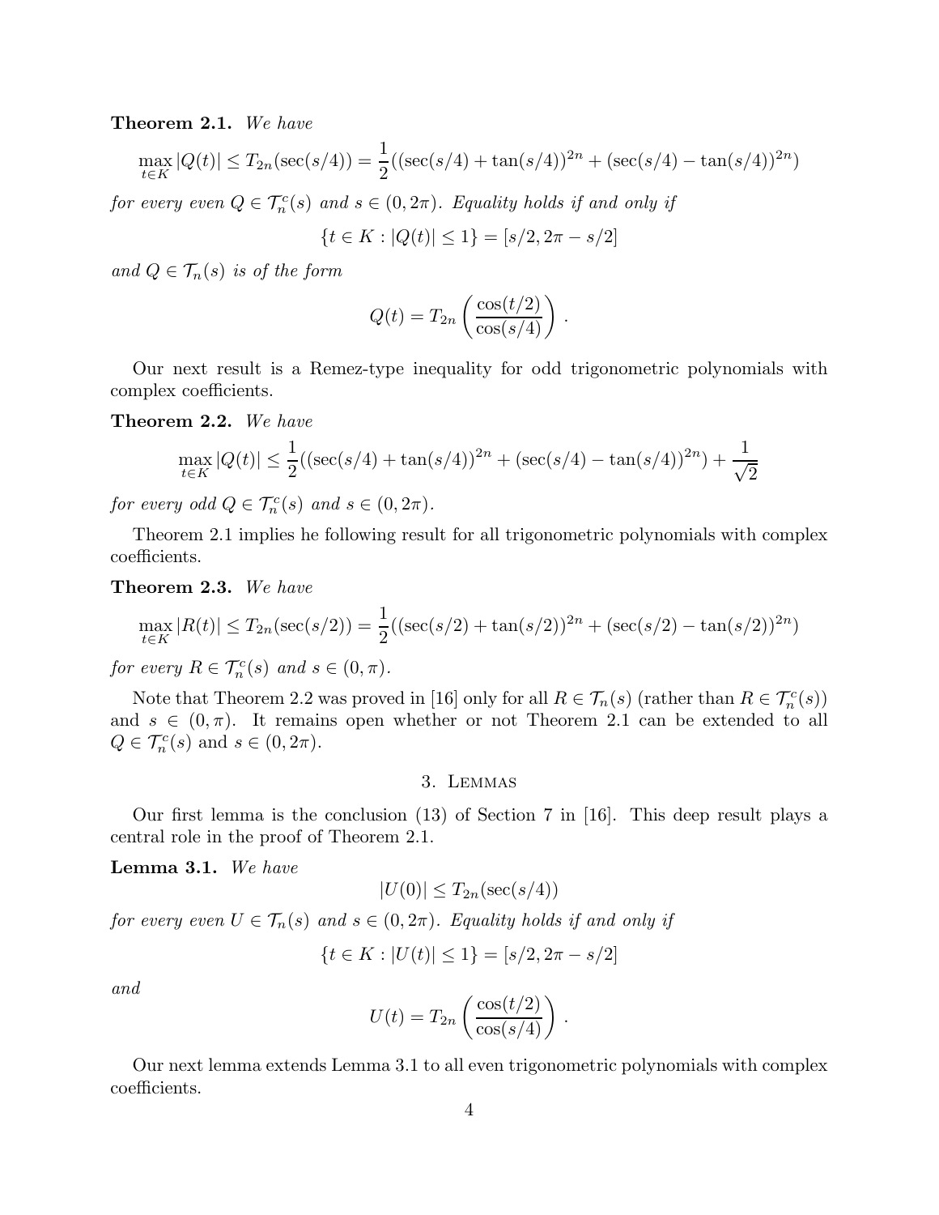**Theorem 2.1.** *We have*

$$\max_{t \in K} |Q(t)| \leq T_{2n}(\sec(s/4)) = \frac{1}{2}((\sec(s/4) + \tan(s/4))^{2n} + (\sec(s/4) - \tan(s/4))^{2n})$$

*for every even $Q \in \mathcal{T}_n^c(s)$ and $s \in (0, 2\pi)$. Equality holds if and only if*

$$\{t \in K : |Q(t)| \leq 1\} = [s/2, 2\pi - s/2]$$

*and $Q \in \mathcal{T}_n(s)$ is of the form*

$$Q(t) = T_{2n}\left(\frac{\cos(t/2)}{\cos(s/4)}\right).$$

Our next result is a Remez-type inequality for odd trigonometric polynomials with complex coefficients.

**Theorem 2.2.** *We have*

$$\max_{t \in K} |Q(t)| \leq \frac{1}{2}((\sec(s/4) + \tan(s/4))^{2n} + (\sec(s/4) - \tan(s/4))^{2n}) + \frac{1}{\sqrt{2}}$$

*for every odd $Q \in \mathcal{T}_n^c(s)$ and $s \in (0, 2\pi)$.*

Theorem 2.1 implies he following result for all trigonometric polynomials with complex coefficients.

**Theorem 2.3.** *We have*

$$\max_{t \in K} |R(t)| \leq T_{2n}(\sec(s/2)) = \frac{1}{2}((\sec(s/2) + \tan(s/2))^{2n} + (\sec(s/2) - \tan(s/2))^{2n})$$

*for every $R \in \mathcal{T}_n^c(s)$ and $s \in (0, \pi)$.*

Note that Theorem 2.2 was proved in [16] only for all $R \in \mathcal{T}_n(s)$ (rather than $R \in \mathcal{T}_n^c(s)$) and $s \in (0, \pi)$. It remains open whether or not Theorem 2.1 can be extended to all $Q \in \mathcal{T}_n^c(s)$ and $s \in (0, 2\pi)$.

## 3. Lemmas

Our first lemma is the conclusion (13) of Section 7 in [16]. This deep result plays a central role in the proof of Theorem 2.1.

**Lemma 3.1.** *We have*

$$|U(0)| \leq T_{2n}(\sec(s/4))$$

*for every even $U \in \mathcal{T}_n(s)$ and $s \in (0, 2\pi)$. Equality holds if and only if*

$$\{t \in K : |U(t)| \leq 1\} = [s/2, 2\pi - s/2]$$

*and*

$$U(t) = T_{2n}\left(\frac{\cos(t/2)}{\cos(s/4)}\right).$$

Our next lemma extends Lemma 3.1 to all even trigonometric polynomials with complex coefficients.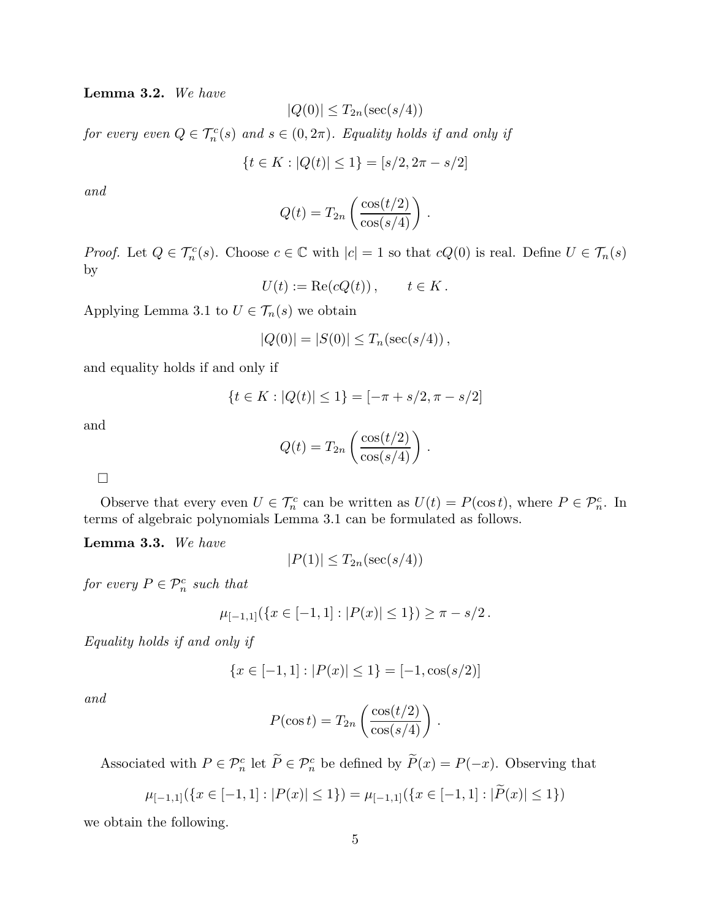**Lemma 3.2.** *We have*

$$|Q(0)| \le T_{2n}(\sec(s/4))$$

*for every even $Q \in \mathcal{T}_n^c(s)$ and $s \in (0, 2\pi)$. Equality holds if and only if*

$$\{t \in K : |Q(t)| \le 1\} = [s/2, 2\pi - s/2]$$

*and*

$$Q(t) = T_{2n}\left(\frac{\cos(t/2)}{\cos(s/4)}\right).$$

*Proof.* Let $Q \in \mathcal{T}_n^c(s)$. Choose $c \in \mathbb{C}$ with $|c| = 1$ so that $cQ(0)$ is real. Define $U \in \mathcal{T}_n(s)$ by

$$U(t) := \operatorname{Re}(cQ(t)), \qquad t \in K.$$

Applying Lemma 3.1 to $U \in \mathcal{T}_n(s)$ we obtain

$$|Q(0)| = |S(0)| \le T_n(\sec(s/4)),$$

and equality holds if and only if

$$\{t \in K : |Q(t)| \le 1\} = [-\pi + s/2, \pi - s/2]$$

and

$$Q(t) = T_{2n}\left(\frac{\cos(t/2)}{\cos(s/4)}\right).$$

□

Observe that every even $U \in \mathcal{T}_n^c$ can be written as $U(t) = P(\cos t)$, where $P \in \mathcal{P}_n^c$. In terms of algebraic polynomials Lemma 3.1 can be formulated as follows.

**Lemma 3.3.** *We have*

$$|P(1)| \le T_{2n}(\sec(s/4))$$

*for every $P \in \mathcal{P}_n^c$ such that*

$$\mu_{[-1,1]}(\{x \in [-1,1] : |P(x)| \le 1\}) \ge \pi - s/2.$$

*Equality holds if and only if*

$$\{x \in [-1,1] : |P(x)| \le 1\} = [-1, \cos(s/2)]$$

*and*

$$P(\cos t) = T_{2n}\left(\frac{\cos(t/2)}{\cos(s/4)}\right).$$

Associated with $P \in \mathcal{P}_n^c$ let $\widetilde{P} \in \mathcal{P}_n^c$ be defined by $\widetilde{P}(x) = P(-x)$. Observing that

$$\mu_{[-1,1]}(\{x \in [-1,1] : |P(x)| \le 1\}) = \mu_{[-1,1]}(\{x \in [-1,1] : |\widetilde{P}(x)| \le 1\})$$

we obtain the following.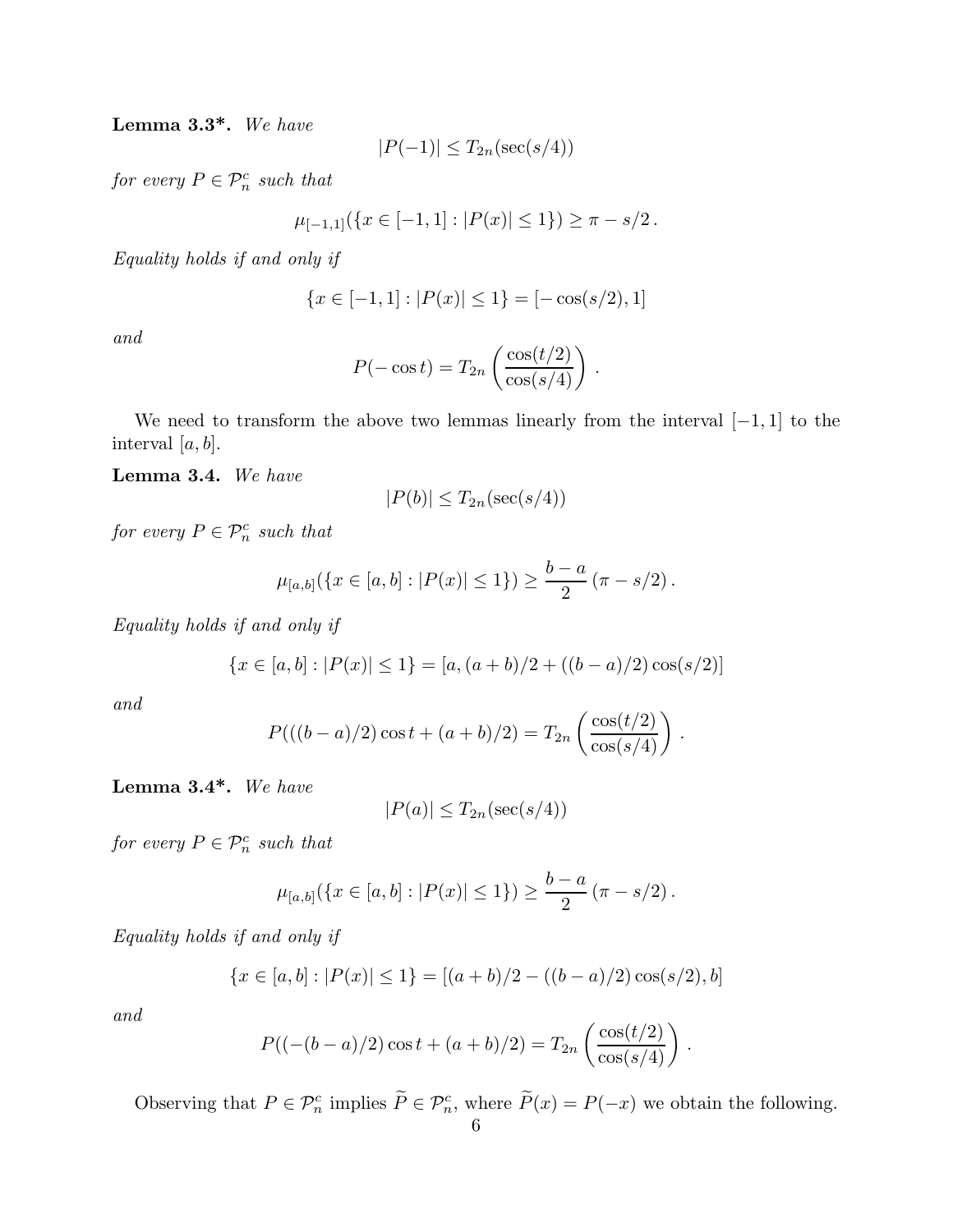**Lemma 3.3\*.** *We have*

$$|P(-1)| \leq T_{2n}(\sec(s/4))$$

*for every $P \in \mathcal{P}_n^c$ such that*

$$\mu_{[-1,1]}(\{x \in [-1,1] : |P(x)| \leq 1\}) \geq \pi - s/2\,.$$

*Equality holds if and only if*

$$\{x \in [-1,1] : |P(x)| \leq 1\} = [-\cos(s/2), 1]$$

*and*

$$P(-\cos t) = T_{2n}\left(\frac{\cos(t/2)}{\cos(s/4)}\right)\,.$$

We need to transform the above two lemmas linearly from the interval $[-1, 1]$ to the interval $[a, b]$.

**Lemma 3.4.** *We have*

$$|P(b)| \leq T_{2n}(\sec(s/4))$$

*for every $P \in \mathcal{P}_n^c$ such that*

$$\mu_{[a,b]}(\{x \in [a,b] : |P(x)| \leq 1\}) \geq \frac{b-a}{2}\,(\pi - s/2)\,.$$

*Equality holds if and only if*

$$\{x \in [a,b] : |P(x)| \leq 1\} = [a, (a+b)/2 + ((b-a)/2)\cos(s/2)]$$

*and*

$$P(((b-a)/2)\cos t + (a+b)/2) = T_{2n}\left(\frac{\cos(t/2)}{\cos(s/4)}\right)\,.$$

**Lemma 3.4\*.** *We have*

$$|P(a)| \leq T_{2n}(\sec(s/4))$$

*for every $P \in \mathcal{P}_n^c$ such that*

$$\mu_{[a,b]}(\{x \in [a,b] : |P(x)| \leq 1\}) \geq \frac{b-a}{2}\,(\pi - s/2)\,.$$

*Equality holds if and only if*

$$\{x \in [a,b] : |P(x)| \leq 1\} = [(a+b)/2 - ((b-a)/2)\cos(s/2), b]$$

*and*

$$P((-(b-a)/2)\cos t + (a+b)/2) = T_{2n}\left(\frac{\cos(t/2)}{\cos(s/4)}\right)\,.$$

Observing that $P \in \mathcal{P}_n^c$ implies $\widetilde{P} \in \mathcal{P}_n^c$, where $\widetilde{P}(x) = P(-x)$ we obtain the following.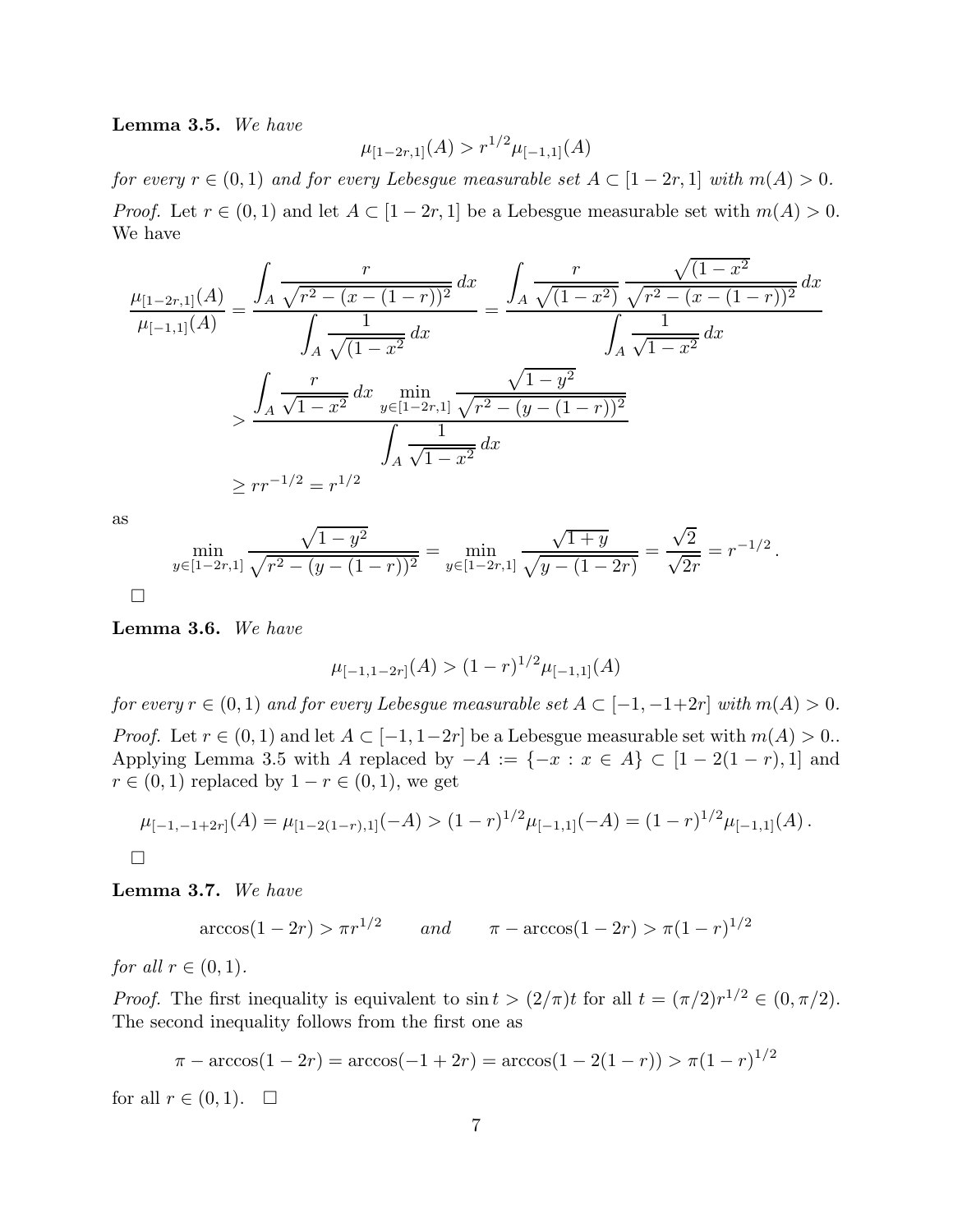**Lemma 3.5.** *We have*

$$\mu_{[1-2r,1]}(A) > r^{1/2}\mu_{[-1,1]}(A)$$

*for every* $r \in (0,1)$ *and for every Lebesgue measurable set* $A \subset [1-2r,1]$ *with* $m(A) > 0$.

*Proof.* Let $r \in (0,1)$ and let $A \subset [1-2r,1]$ be a Lebesgue measurable set with $m(A) > 0$. We have

$$\frac{\mu_{[1-2r,1]}(A)}{\mu_{[-1,1]}(A)} = \frac{\displaystyle\int_A \frac{r}{\sqrt{r^2-(x-(1-r))^2}}\,dx}{\displaystyle\int_A \frac{1}{\sqrt{(1-x^2}}\,dx} = \frac{\displaystyle\int_A \frac{r}{\sqrt{(1-x^2)}}\,\frac{\sqrt{(1-x^2}}{\sqrt{r^2-(x-(1-r))^2}}\,dx}{\displaystyle\int_A \frac{1}{\sqrt{1-x^2}}\,dx}$$

$$> \frac{\displaystyle\int_A \frac{r}{\sqrt{1-x^2}}\,dx \min_{y\in[1-2r,1]} \frac{\sqrt{1-y^2}}{\sqrt{r^2-(y-(1-r))^2}}}{\displaystyle\int_A \frac{1}{\sqrt{1-x^2}}\,dx}$$

$$\geq r r^{-1/2} = r^{1/2}$$

as

$$\min_{y\in[1-2r,1]} \frac{\sqrt{1-y^2}}{\sqrt{r^2-(y-(1-r))^2}} = \min_{y\in[1-2r,1]} \frac{\sqrt{1+y}}{\sqrt{y-(1-2r)}} = \frac{\sqrt{2}}{\sqrt{2r}} = r^{-1/2}\,.$$

□

**Lemma 3.6.** *We have*

$$\mu_{[-1,1-2r]}(A) > (1-r)^{1/2}\mu_{[-1,1]}(A)$$

*for every* $r \in (0,1)$ *and for every Lebesgue measurable set* $A \subset [-1,-1+2r]$ *with* $m(A) > 0$.

*Proof.* Let $r \in (0,1)$ and let $A \subset [-1,1-2r]$ be a Lebesgue measurable set with $m(A) > 0$.. Applying Lemma 3.5 with $A$ replaced by $-A := \{-x : x \in A\} \subset [1-2(1-r),1]$ and $r \in (0,1)$ replaced by $1-r \in (0,1)$, we get

$$\mu_{[-1,-1+2r]}(A) = \mu_{[1-2(1-r),1]}(-A) > (1-r)^{1/2}\mu_{[-1,1]}(-A) = (1-r)^{1/2}\mu_{[-1,1]}(A)\,.$$

□

**Lemma 3.7.** *We have*

$$\arccos(1-2r) > \pi r^{1/2} \qquad \textit{and} \qquad \pi - \arccos(1-2r) > \pi(1-r)^{1/2}$$

*for all* $r \in (0,1)$.

*Proof.* The first inequality is equivalent to $\sin t > (2/\pi)t$ for all $t = (\pi/2)r^{1/2} \in (0,\pi/2)$. The second inequality follows from the first one as

$$\pi - \arccos(1-2r) = \arccos(-1+2r) = \arccos(1-2(1-r)) > \pi(1-r)^{1/2}$$

for all $r \in (0,1)$. □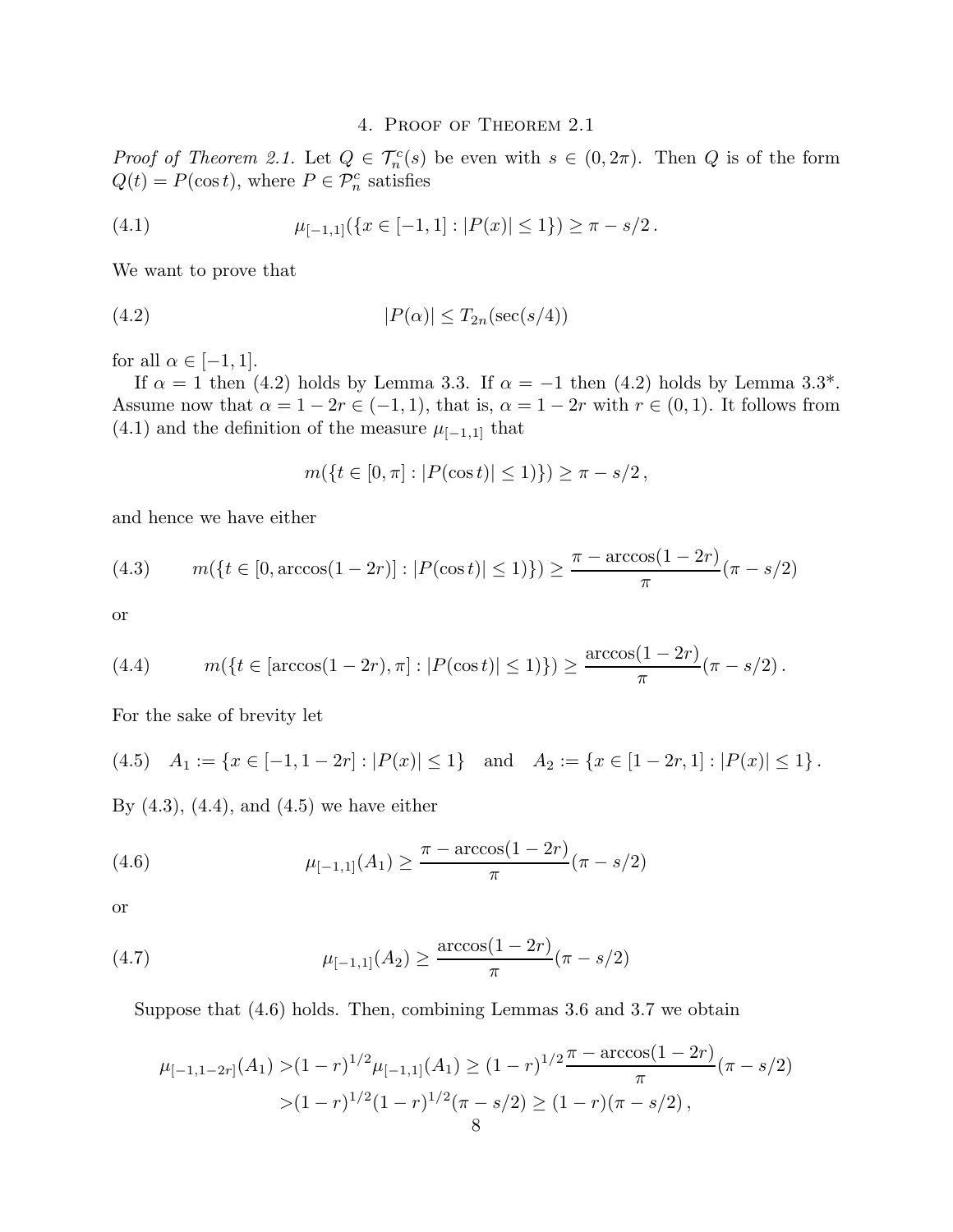## 4. Proof of Theorem 2.1

*Proof of Theorem 2.1.* Let $Q \in \mathcal{T}_n^c(s)$ be even with $s \in (0, 2\pi)$. Then $Q$ is of the form $Q(t) = P(\cos t)$, where $P \in \mathcal{P}_n^c$ satisfies

$$\mu_{[-1,1]}(\{x \in [-1,1] : |P(x)| \le 1\}) \ge \pi - s/2\,. \tag{4.1}$$

We want to prove that

$$|P(\alpha)| \le T_{2n}(\sec(s/4)) \tag{4.2}$$

for all $\alpha \in [-1,1]$.

If $\alpha = 1$ then (4.2) holds by Lemma 3.3. If $\alpha = -1$ then (4.2) holds by Lemma 3.3*. Assume now that $\alpha = 1 - 2r \in (-1,1)$, that is, $\alpha = 1 - 2r$ with $r \in (0,1)$. It follows from (4.1) and the definition of the measure $\mu_{[-1,1]}$ that

$$m(\{t \in [0,\pi] : |P(\cos t)| \le 1\}) \ge \pi - s/2\,,$$

and hence we have either

$$m(\{t \in [0, \arccos(1-2r)] : |P(\cos t)| \le 1\}) \ge \frac{\pi - \arccos(1-2r)}{\pi}(\pi - s/2) \tag{4.3}$$

or

$$m(\{t \in [\arccos(1-2r), \pi] : |P(\cos t)| \le 1\}) \ge \frac{\arccos(1-2r)}{\pi}(\pi - s/2)\,. \tag{4.4}$$

For the sake of brevity let

$$A_1 := \{x \in [-1, 1-2r] : |P(x)| \le 1\} \quad \text{and} \quad A_2 := \{x \in [1-2r, 1] : |P(x)| \le 1\}\,. \tag{4.5}$$

By (4.3), (4.4), and (4.5) we have either

$$\mu_{[-1,1]}(A_1) \ge \frac{\pi - \arccos(1-2r)}{\pi}(\pi - s/2) \tag{4.6}$$

or

$$\mu_{[-1,1]}(A_2) \ge \frac{\arccos(1-2r)}{\pi}(\pi - s/2) \tag{4.7}$$

Suppose that (4.6) holds. Then, combining Lemmas 3.6 and 3.7 we obtain

$$\begin{aligned}
\mu_{[-1,1-2r]}(A_1) &> (1-r)^{1/2}\mu_{[-1,1]}(A_1) \ge (1-r)^{1/2}\frac{\pi - \arccos(1-2r)}{\pi}(\pi - s/2) \\
&> (1-r)^{1/2}(1-r)^{1/2}(\pi - s/2) \ge (1-r)(\pi - s/2)\,,
\end{aligned}$$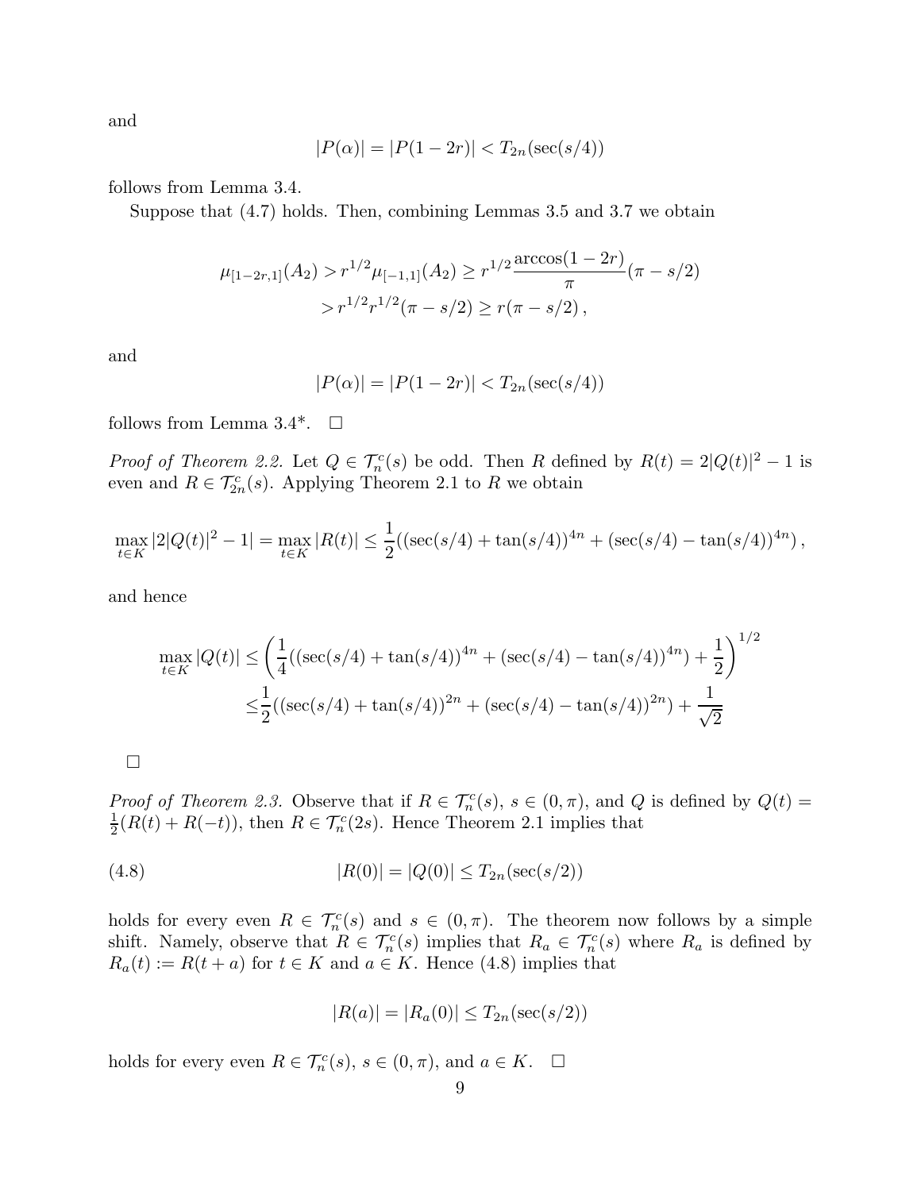and

$$|P(\alpha)| = |P(1-2r)| < T_{2n}(\sec(s/4))$$

follows from Lemma 3.4.

Suppose that (4.7) holds. Then, combining Lemmas 3.5 and 3.7 we obtain

$$\begin{aligned}\mu_{[1-2r,1]}(A_2) &> r^{1/2}\mu_{[-1,1]}(A_2) \geq r^{1/2}\frac{\arccos(1-2r)}{\pi}(\pi - s/2) \\ &> r^{1/2}r^{1/2}(\pi - s/2) \geq r(\pi - s/2)\,,\end{aligned}$$

and

$$|P(\alpha)| = |P(1-2r)| < T_{2n}(\sec(s/4))$$

follows from Lemma 3.4*. $\square$

*Proof of Theorem 2.2.* Let $Q \in \mathcal{T}_n^c(s)$ be odd. Then $R$ defined by $R(t) = 2|Q(t)|^2 - 1$ is even and $R \in \mathcal{T}_{2n}^c(s)$. Applying Theorem 2.1 to $R$ we obtain

$$\max_{t\in K} |2|Q(t)|^2 - 1| = \max_{t \in K} |R(t)| \leq \frac{1}{2}((\sec(s/4) + \tan(s/4))^{4n} + (\sec(s/4) - \tan(s/4))^{4n})\,,$$

and hence

$$\begin{aligned}\max_{t\in K} |Q(t)| &\leq \left(\frac{1}{4}((\sec(s/4)+\tan(s/4))^{4n} + (\sec(s/4)-\tan(s/4))^{4n}) + \frac{1}{2}\right)^{1/2} \\ &\leq \frac{1}{2}((\sec(s/4)+\tan(s/4))^{2n} + (\sec(s/4)-\tan(s/4))^{2n}) + \frac{1}{\sqrt{2}}\end{aligned}$$

$\square$

*Proof of Theorem 2.3.* Observe that if $R \in \mathcal{T}_n^c(s)$, $s \in (0,\pi)$, and $Q$ is defined by $Q(t) = \frac{1}{2}(R(t) + R(-t))$, then $R \in \mathcal{T}_n^c(2s)$. Hence Theorem 2.1 implies that

$$|R(0)| = |Q(0)| \leq T_{2n}(\sec(s/2)) \tag{4.8}$$

holds for every even $R \in \mathcal{T}_n^c(s)$ and $s \in (0,\pi)$. The theorem now follows by a simple shift. Namely, observe that $R \in \mathcal{T}_n^c(s)$ implies that $R_a \in \mathcal{T}_n^c(s)$ where $R_a$ is defined by $R_a(t) := R(t+a)$ for $t \in K$ and $a \in K$. Hence (4.8) implies that

$$|R(a)| = |R_a(0)| \leq T_{2n}(\sec(s/2))$$

holds for every even $R \in \mathcal{T}_n^c(s)$, $s \in (0,\pi)$, and $a \in K$. $\square$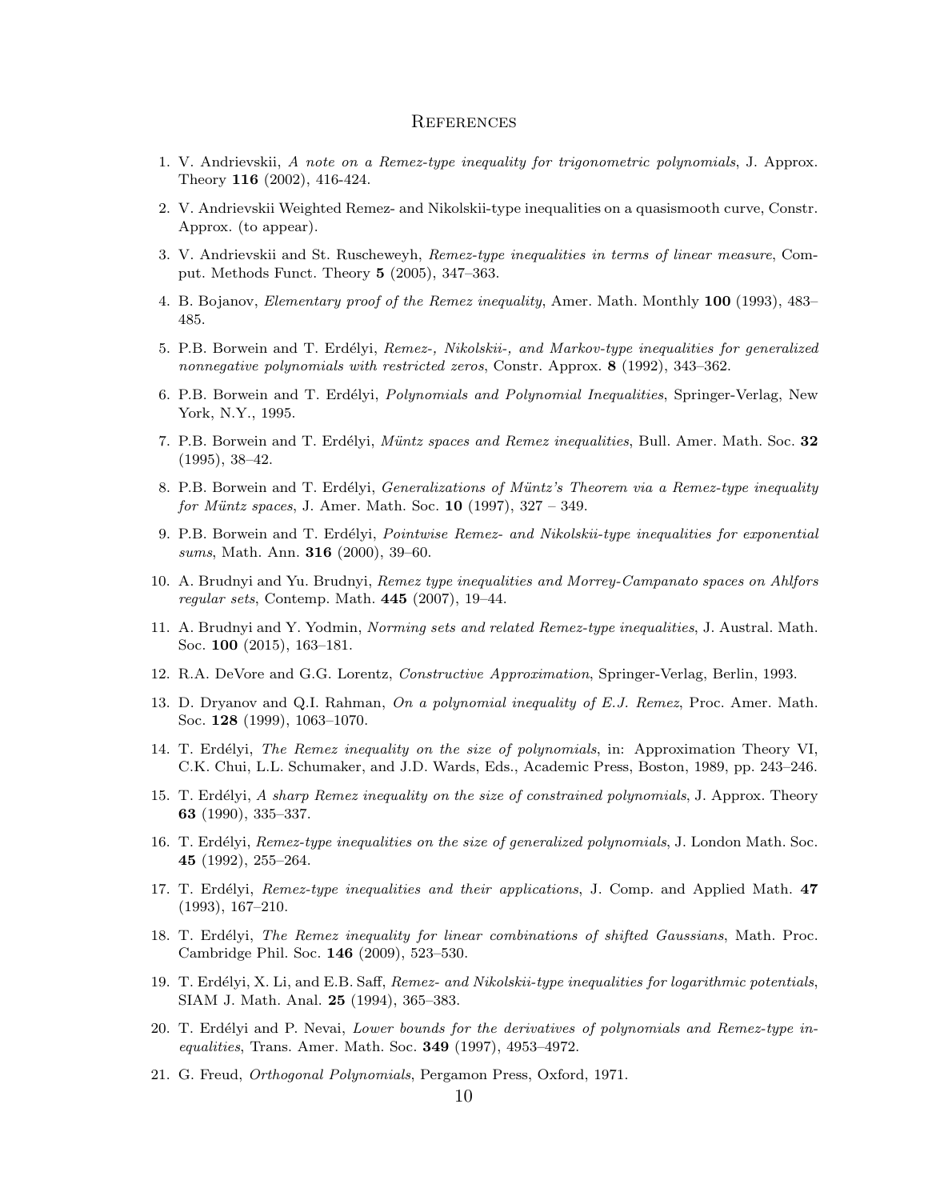## References

1. V. Andrievskii, *A note on a Remez-type inequality for trigonometric polynomials*, J. Approx. Theory **116** (2002), 416-424.
2. V. Andrievskii Weighted Remez- and Nikolskii-type inequalities on a quasismooth curve, Constr. Approx. (to appear).
3. V. Andrievskii and St. Ruscheweyh, *Remez-type inequalities in terms of linear measure*, Comput. Methods Funct. Theory **5** (2005), 347–363.
4. B. Bojanov, *Elementary proof of the Remez inequality*, Amer. Math. Monthly **100** (1993), 483–485.
5. P.B. Borwein and T. Erdélyi, *Remez-, Nikolskii-, and Markov-type inequalities for generalized nonnegative polynomials with restricted zeros*, Constr. Approx. **8** (1992), 343–362.
6. P.B. Borwein and T. Erdélyi, *Polynomials and Polynomial Inequalities*, Springer-Verlag, New York, N.Y., 1995.
7. P.B. Borwein and T. Erdélyi, *Müntz spaces and Remez inequalities*, Bull. Amer. Math. Soc. **32** (1995), 38–42.
8. P.B. Borwein and T. Erdélyi, *Generalizations of Müntz's Theorem via a Remez-type inequality for Müntz spaces*, J. Amer. Math. Soc. **10** (1997), 327 – 349.
9. P.B. Borwein and T. Erdélyi, *Pointwise Remez- and Nikolskii-type inequalities for exponential sums*, Math. Ann. **316** (2000), 39–60.
10. A. Brudnyi and Yu. Brudnyi, *Remez type inequalities and Morrey-Campanato spaces on Ahlfors regular sets*, Contemp. Math. **445** (2007), 19–44.
11. A. Brudnyi and Y. Yodmin, *Norming sets and related Remez-type inequalities*, J. Austral. Math. Soc. **100** (2015), 163–181.
12. R.A. DeVore and G.G. Lorentz, *Constructive Approximation*, Springer-Verlag, Berlin, 1993.
13. D. Dryanov and Q.I. Rahman, *On a polynomial inequality of E.J. Remez*, Proc. Amer. Math. Soc. **128** (1999), 1063–1070.
14. T. Erdélyi, *The Remez inequality on the size of polynomials*, in: Approximation Theory VI, C.K. Chui, L.L. Schumaker, and J.D. Wards, Eds., Academic Press, Boston, 1989, pp. 243–246.
15. T. Erdélyi, *A sharp Remez inequality on the size of constrained polynomials*, J. Approx. Theory **63** (1990), 335–337.
16. T. Erdélyi, *Remez-type inequalities on the size of generalized polynomials*, J. London Math. Soc. **45** (1992), 255–264.
17. T. Erdélyi, *Remez-type inequalities and their applications*, J. Comp. and Applied Math. **47** (1993), 167–210.
18. T. Erdélyi, *The Remez inequality for linear combinations of shifted Gaussians*, Math. Proc. Cambridge Phil. Soc. **146** (2009), 523–530.
19. T. Erdélyi, X. Li, and E.B. Saff, *Remez- and Nikolskii-type inequalities for logarithmic potentials*, SIAM J. Math. Anal. **25** (1994), 365–383.
20. T. Erdélyi and P. Nevai, *Lower bounds for the derivatives of polynomials and Remez-type inequalities*, Trans. Amer. Math. Soc. **349** (1997), 4953–4972.
21. G. Freud, *Orthogonal Polynomials*, Pergamon Press, Oxford, 1971.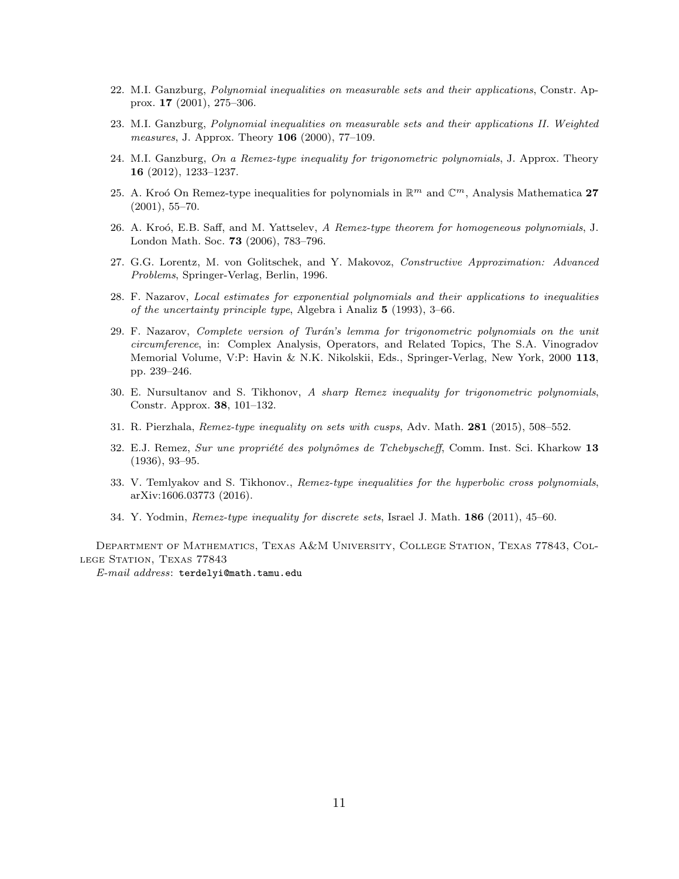22. M.I. Ganzburg, *Polynomial inequalities on measurable sets and their applications*, Constr. Approx. **17** (2001), 275–306.

23. M.I. Ganzburg, *Polynomial inequalities on measurable sets and their applications II. Weighted measures*, J. Approx. Theory **106** (2000), 77–109.

24. M.I. Ganzburg, *On a Remez-type inequality for trigonometric polynomials*, J. Approx. Theory **16** (2012), 1233–1237.

25. A. Kroó On Remez-type inequalities for polynomials in $\mathbb{R}^m$ and $\mathbb{C}^m$, Analysis Mathematica **27** (2001), 55–70.

26. A. Kroó, E.B. Saff, and M. Yattselev, *A Remez-type theorem for homogeneous polynomials*, J. London Math. Soc. **73** (2006), 783–796.

27. G.G. Lorentz, M. von Golitschek, and Y. Makovoz, *Constructive Approximation: Advanced Problems*, Springer-Verlag, Berlin, 1996.

28. F. Nazarov, *Local estimates for exponential polynomials and their applications to inequalities of the uncertainty principle type*, Algebra i Analiz **5** (1993), 3–66.

29. F. Nazarov, *Complete version of Turán's lemma for trigonometric polynomials on the unit circumference*, in: Complex Analysis, Operators, and Related Topics, The S.A. Vinogradov Memorial Volume, V:P: Havin & N.K. Nikolskii, Eds., Springer-Verlag, New York, 2000 **113**, pp. 239–246.

30. E. Nursultanov and S. Tikhonov, *A sharp Remez inequality for trigonometric polynomials*, Constr. Approx. **38**, 101–132.

31. R. Pierzhala, *Remez-type inequality on sets with cusps*, Adv. Math. **281** (2015), 508–552.

32. E.J. Remez, *Sur une propriété des polynômes de Tchebyscheff*, Comm. Inst. Sci. Kharkow **13** (1936), 93–95.

33. V. Temlyakov and S. Tikhonov., *Remez-type inequalities for the hyperbolic cross polynomials*, arXiv:1606.03773 (2016).

34. Y. Yodmin, *Remez-type inequality for discrete sets*, Israel J. Math. **186** (2011), 45–60.

Department of Mathematics, Texas A&M University, College Station, Texas 77843, College Station, Texas 77843

*E-mail address*: terdelyi@math.tamu.edu